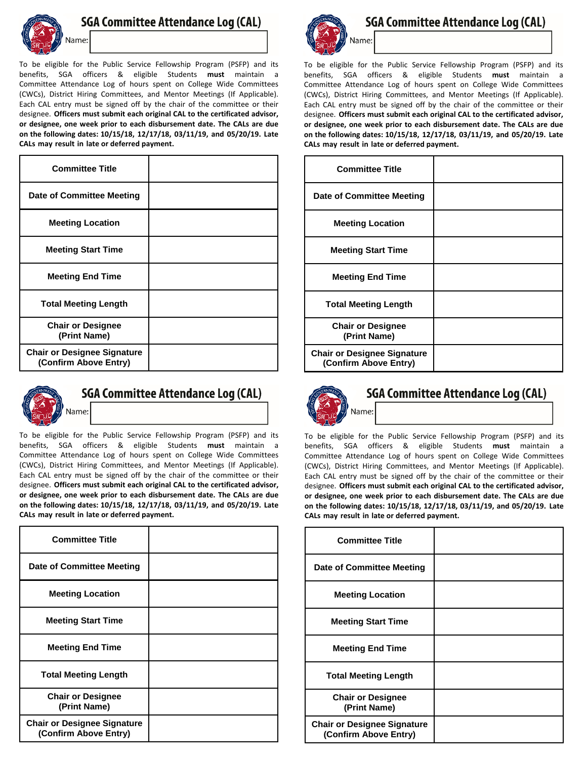## SGA Committee Attendance Log (CAL)

Name:

To be eligible for the Public Service Fellowship Program (PSFP) and its benefits, SGA officers & eligible Students **must** maintain a Committee Attendance Log of hours spent on College Wide Committees (CWCs), District Hiring Committees, and Mentor Meetings (If Applicable). Each CAL entry must be signed off by the chair of the committee or their designee. **Officers must submit each original CAL to the certificated advisor, or designee, one week prior to each disbursement date. The CALs are due on the following dates: 10/15/18, 12/17/18, 03/11/19, and 05/20/19. Late CALs may result in late or deferred payment.**

| | |
|---|---|
| **Committee Title** | |
| **Date of Committee Meeting** | |
| **Meeting Location** | |
| **Meeting Start Time** | |
| **Meeting End Time** | |
| **Total Meeting Length** | |
| **Chair or Designee (Print Name)** | |
| **Chair or Designee Signature (Confirm Above Entry)** | |

## SGA Committee Attendance Log (CAL)

Name:

To be eligible for the Public Service Fellowship Program (PSFP) and its benefits, SGA officers & eligible Students **must** maintain a Committee Attendance Log of hours spent on College Wide Committees (CWCs), District Hiring Committees, and Mentor Meetings (If Applicable). Each CAL entry must be signed off by the chair of the committee or their designee. **Officers must submit each original CAL to the certificated advisor, or designee, one week prior to each disbursement date. The CALs are due on the following dates: 10/15/18, 12/17/18, 03/11/19, and 05/20/19. Late CALs may result in late or deferred payment.**

| | |
|---|---|
| **Committee Title** | |
| **Date of Committee Meeting** | |
| **Meeting Location** | |
| **Meeting Start Time** | |
| **Meeting End Time** | |
| **Total Meeting Length** | |
| **Chair or Designee (Print Name)** | |
| **Chair or Designee Signature (Confirm Above Entry)** | |

## SGA Committee Attendance Log (CAL)

Name:

To be eligible for the Public Service Fellowship Program (PSFP) and its benefits, SGA officers & eligible Students **must** maintain a Committee Attendance Log of hours spent on College Wide Committees (CWCs), District Hiring Committees, and Mentor Meetings (If Applicable). Each CAL entry must be signed off by the chair of the committee or their designee. **Officers must submit each original CAL to the certificated advisor, or designee, one week prior to each disbursement date. The CALs are due on the following dates: 10/15/18, 12/17/18, 03/11/19, and 05/20/19. Late CALs may result in late or deferred payment.**

| | |
|---|---|
| **Committee Title** | |
| **Date of Committee Meeting** | |
| **Meeting Location** | |
| **Meeting Start Time** | |
| **Meeting End Time** | |
| **Total Meeting Length** | |
| **Chair or Designee (Print Name)** | |
| **Chair or Designee Signature (Confirm Above Entry)** | |

## SGA Committee Attendance Log (CAL)

Name:

To be eligible for the Public Service Fellowship Program (PSFP) and its benefits, SGA officers & eligible Students **must** maintain a Committee Attendance Log of hours spent on College Wide Committees (CWCs), District Hiring Committees, and Mentor Meetings (If Applicable). Each CAL entry must be signed off by the chair of the committee or their designee. **Officers must submit each original CAL to the certificated advisor, or designee, one week prior to each disbursement date. The CALs are due on the following dates: 10/15/18, 12/17/18, 03/11/19, and 05/20/19. Late CALs may result in late or deferred payment.**

| | |
|---|---|
| **Committee Title** | |
| **Date of Committee Meeting** | |
| **Meeting Location** | |
| **Meeting Start Time** | |
| **Meeting End Time** | |
| **Total Meeting Length** | |
| **Chair or Designee (Print Name)** | |
| **Chair or Designee Signature (Confirm Above Entry)** | |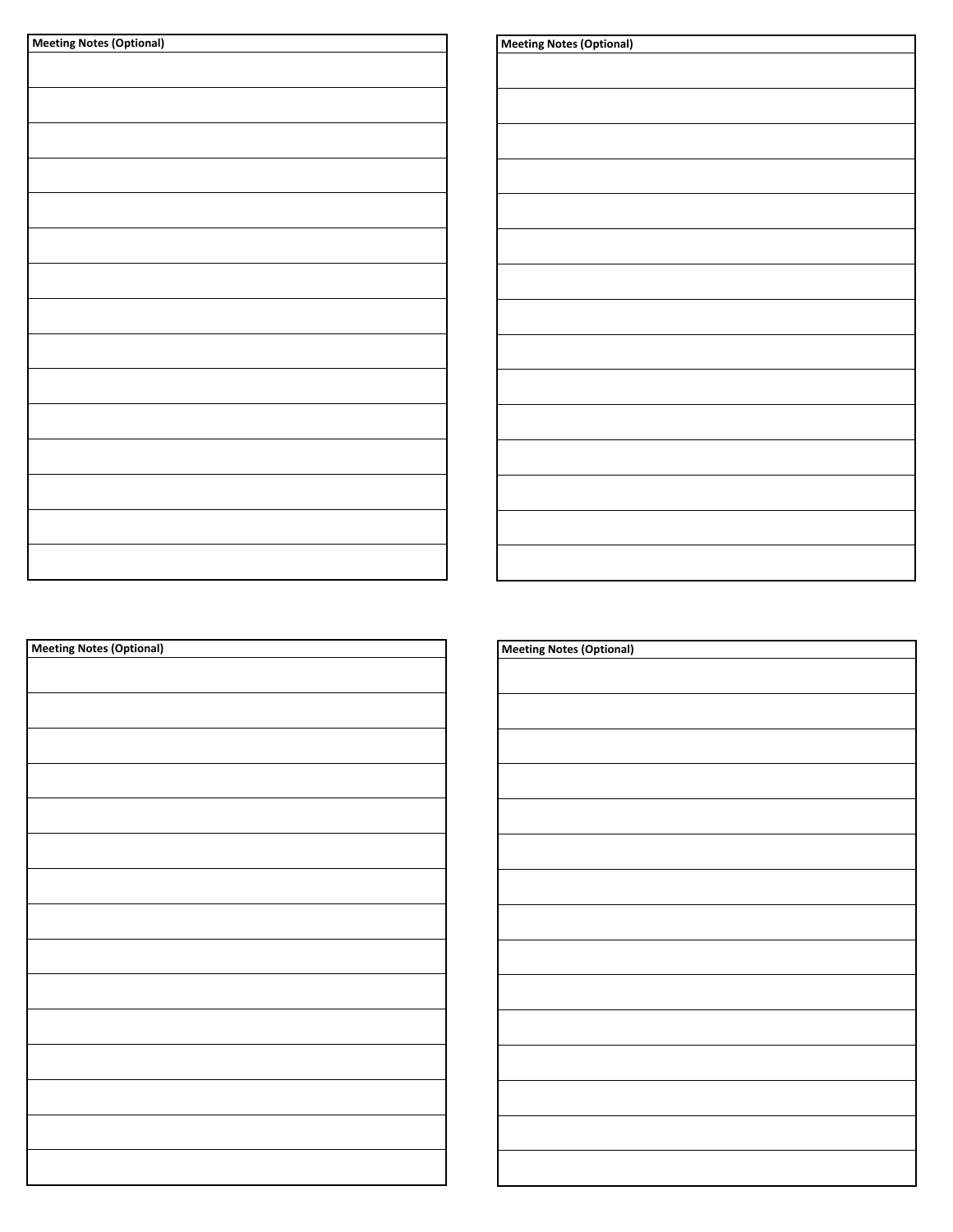| Meeting Notes (Optional) |
| --- |
| |
| |
| |
| |
| |
| |
| |
| |
| |
| |
| |
| |
| |
| |
| |

| Meeting Notes (Optional) |
| --- |
| |
| |
| |
| |
| |
| |
| |
| |
| |
| |
| |
| |
| |
| |
| |

| Meeting Notes (Optional) |
| --- |
| |
| |
| |
| |
| |
| |
| |
| |
| |
| |
| |
| |
| |
| |
| |

| Meeting Notes (Optional) |
| --- |
| |
| |
| |
| |
| |
| |
| |
| |
| |
| |
| |
| |
| |
| |
| |